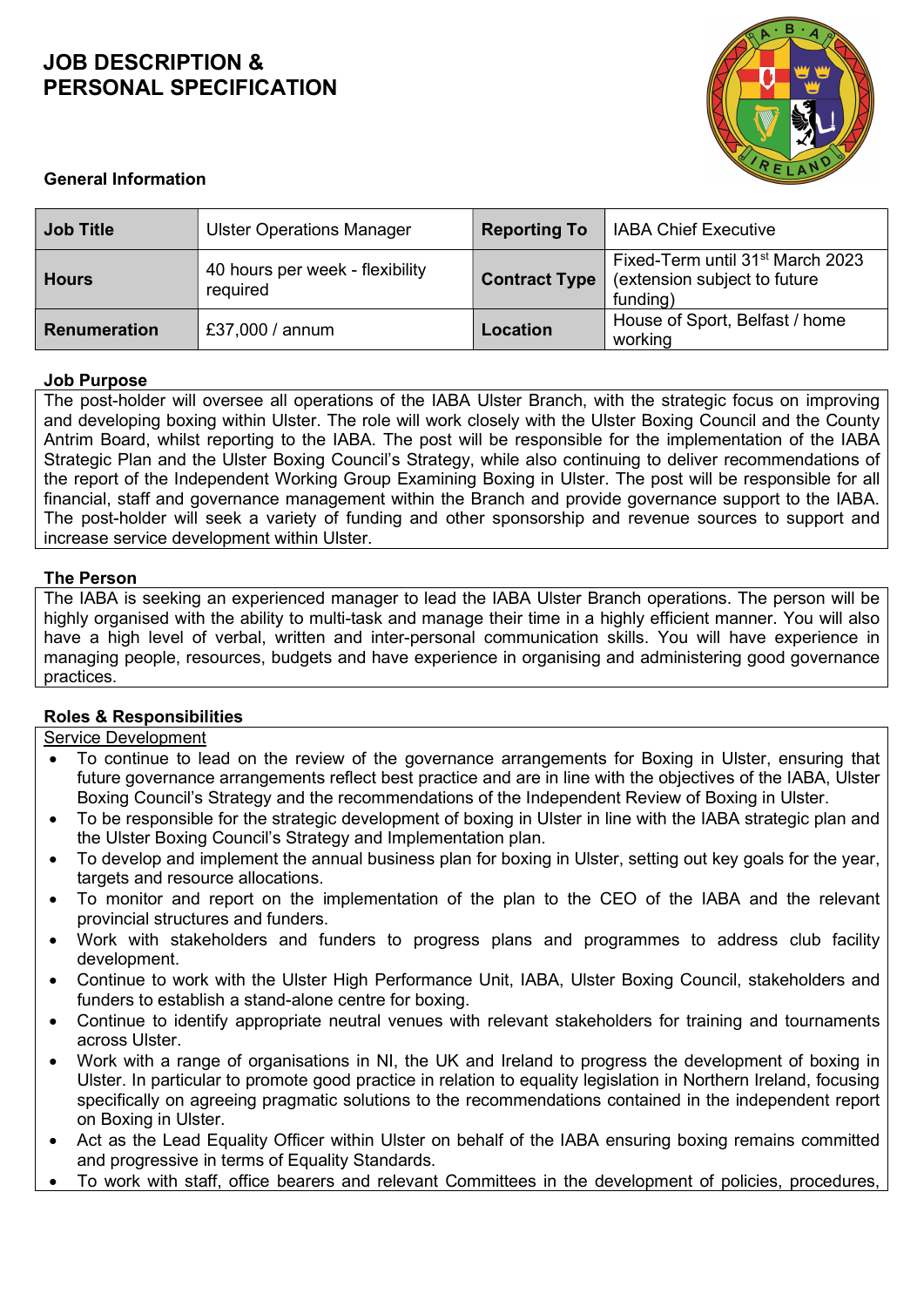# JOB DESCRIPTION & PERSONAL SPECIFICATION

## General Information

| | | | |
|---|---|---|---|
| **Job Title** | Ulster Operations Manager | **Reporting To** | IABA Chief Executive |
| **Hours** | 40 hours per week - flexibility required | **Contract Type** | Fixed-Term until 31st March 2023 (extension subject to future funding) |
| **Renumeration** | £37,000 / annum | **Location** | House of Sport, Belfast / home working |

### Job Purpose

The post-holder will oversee all operations of the IABA Ulster Branch, with the strategic focus on improving and developing boxing within Ulster. The role will work closely with the Ulster Boxing Council and the County Antrim Board, whilst reporting to the IABA. The post will be responsible for the implementation of the IABA Strategic Plan and the Ulster Boxing Council's Strategy, while also continuing to deliver recommendations of the report of the Independent Working Group Examining Boxing in Ulster. The post will be responsible for all financial, staff and governance management within the Branch and provide governance support to the IABA. The post-holder will seek a variety of funding and other sponsorship and revenue sources to support and increase service development within Ulster.

### The Person

The IABA is seeking an experienced manager to lead the IABA Ulster Branch operations. The person will be highly organised with the ability to multi-task and manage their time in a highly efficient manner. You will also have a high level of verbal, written and inter-personal communication skills. You will have experience in managing people, resources, budgets and have experience in organising and administering good governance practices.

### Roles & Responsibilities

Service Development

- To continue to lead on the review of the governance arrangements for Boxing in Ulster, ensuring that future governance arrangements reflect best practice and are in line with the objectives of the IABA, Ulster Boxing Council's Strategy and the recommendations of the Independent Review of Boxing in Ulster.
- To be responsible for the strategic development of boxing in Ulster in line with the IABA strategic plan and the Ulster Boxing Council's Strategy and Implementation plan.
- To develop and implement the annual business plan for boxing in Ulster, setting out key goals for the year, targets and resource allocations.
- To monitor and report on the implementation of the plan to the CEO of the IABA and the relevant provincial structures and funders.
- Work with stakeholders and funders to progress plans and programmes to address club facility development.
- Continue to work with the Ulster High Performance Unit, IABA, Ulster Boxing Council, stakeholders and funders to establish a stand-alone centre for boxing.
- Continue to identify appropriate neutral venues with relevant stakeholders for training and tournaments across Ulster.
- Work with a range of organisations in NI, the UK and Ireland to progress the development of boxing in Ulster. In particular to promote good practice in relation to equality legislation in Northern Ireland, focusing specifically on agreeing pragmatic solutions to the recommendations contained in the independent report on Boxing in Ulster.
- Act as the Lead Equality Officer within Ulster on behalf of the IABA ensuring boxing remains committed and progressive in terms of Equality Standards.
- To work with staff, office bearers and relevant Committees in the development of policies, procedures,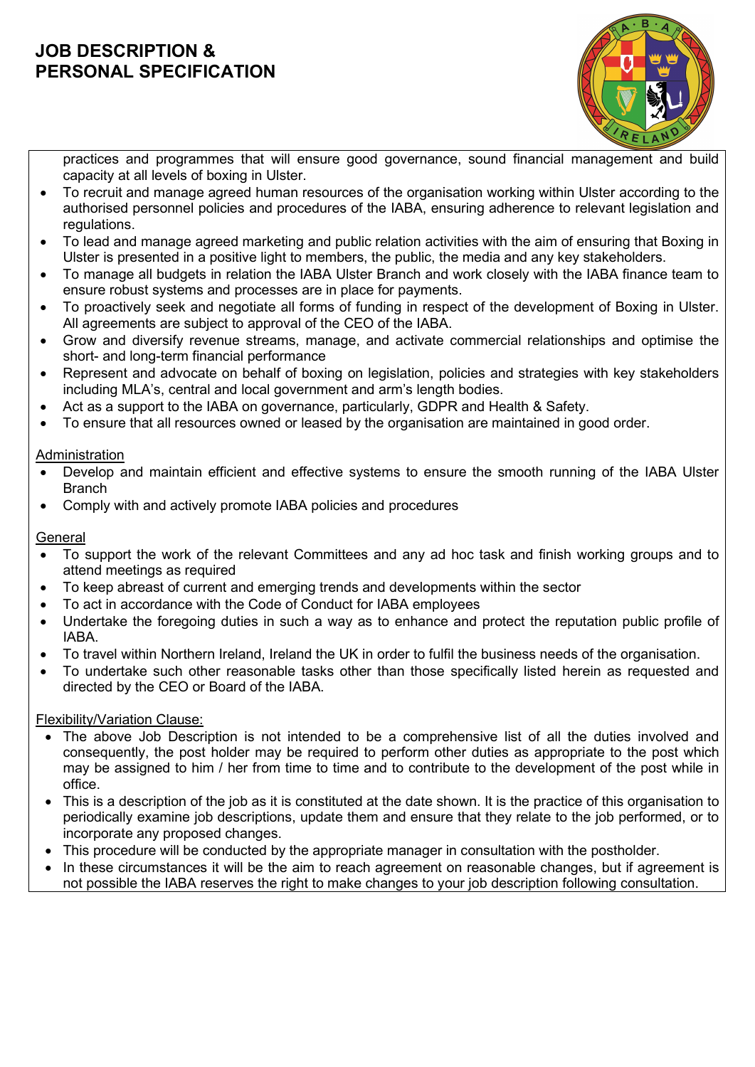practices and programmes that will ensure good governance, sound financial management and build capacity at all levels of boxing in Ulster.

- To recruit and manage agreed human resources of the organisation working within Ulster according to the authorised personnel policies and procedures of the IABA, ensuring adherence to relevant legislation and regulations.
- To lead and manage agreed marketing and public relation activities with the aim of ensuring that Boxing in Ulster is presented in a positive light to members, the public, the media and any key stakeholders.
- To manage all budgets in relation the IABA Ulster Branch and work closely with the IABA finance team to ensure robust systems and processes are in place for payments.
- To proactively seek and negotiate all forms of funding in respect of the development of Boxing in Ulster. All agreements are subject to approval of the CEO of the IABA.
- Grow and diversify revenue streams, manage, and activate commercial relationships and optimise the short- and long-term financial performance
- Represent and advocate on behalf of boxing on legislation, policies and strategies with key stakeholders including MLA's, central and local government and arm's length bodies.
- Act as a support to the IABA on governance, particularly, GDPR and Health & Safety.
- To ensure that all resources owned or leased by the organisation are maintained in good order.

Administration

- Develop and maintain efficient and effective systems to ensure the smooth running of the IABA Ulster Branch
- Comply with and actively promote IABA policies and procedures

General

- To support the work of the relevant Committees and any ad hoc task and finish working groups and to attend meetings as required
- To keep abreast of current and emerging trends and developments within the sector
- To act in accordance with the Code of Conduct for IABA employees
- Undertake the foregoing duties in such a way as to enhance and protect the reputation public profile of IABA.
- To travel within Northern Ireland, Ireland the UK in order to fulfil the business needs of the organisation.
- To undertake such other reasonable tasks other than those specifically listed herein as requested and directed by the CEO or Board of the IABA.

Flexibility/Variation Clause:

- The above Job Description is not intended to be a comprehensive list of all the duties involved and consequently, the post holder may be required to perform other duties as appropriate to the post which may be assigned to him / her from time to time and to contribute to the development of the post while in office.
- This is a description of the job as it is constituted at the date shown. It is the practice of this organisation to periodically examine job descriptions, update them and ensure that they relate to the job performed, or to incorporate any proposed changes.
- This procedure will be conducted by the appropriate manager in consultation with the postholder.
- In these circumstances it will be the aim to reach agreement on reasonable changes, but if agreement is not possible the IABA reserves the right to make changes to your job description following consultation.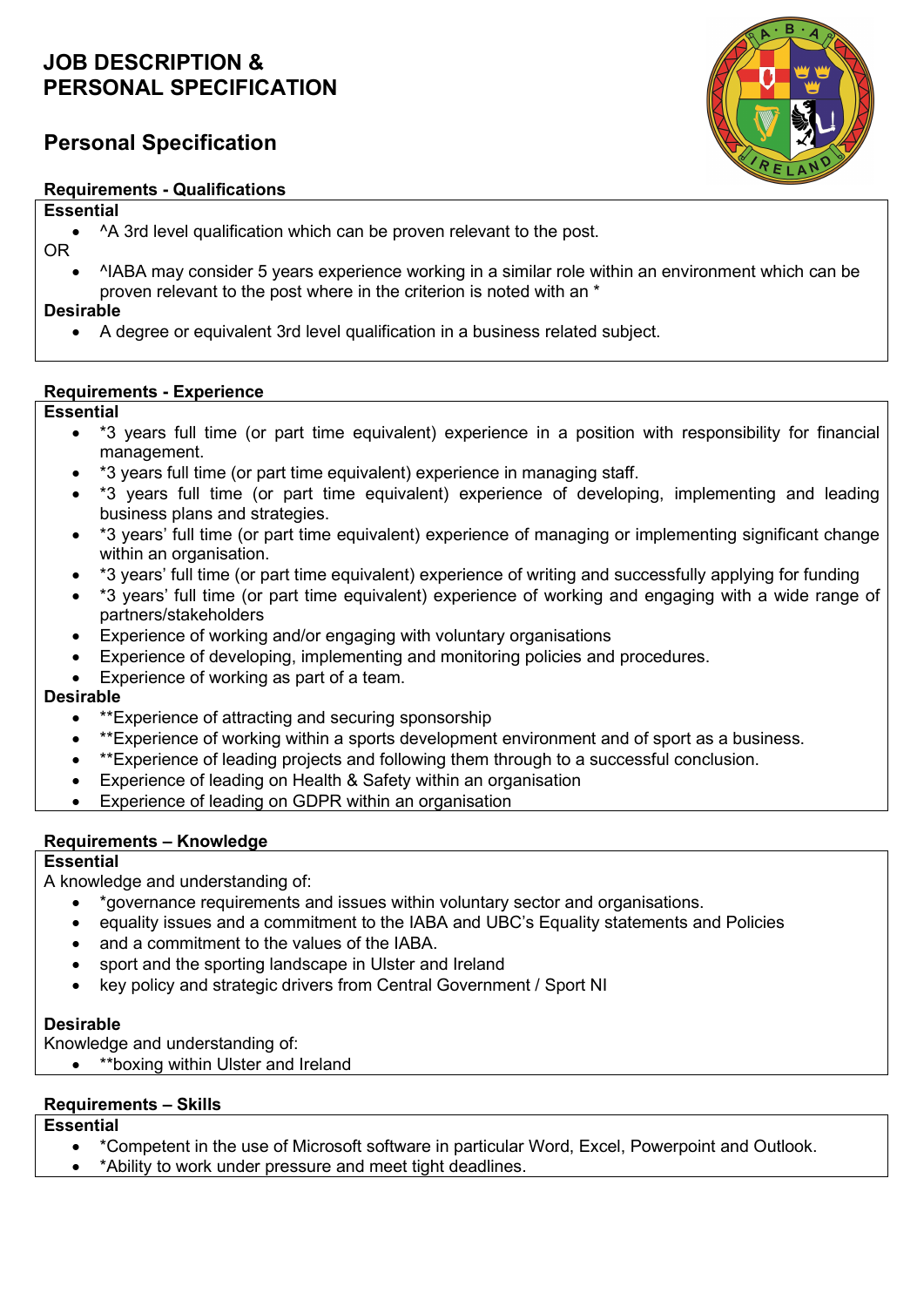# JOB DESCRIPTION & PERSONAL SPECIFICATION

## Personal Specification

### Requirements - Qualifications

**Essential**

- ^A 3rd level qualification which can be proven relevant to the post.

OR

- ^IABA may consider 5 years experience working in a similar role within an environment which can be proven relevant to the post where in the criterion is noted with an *

**Desirable**

- A degree or equivalent 3rd level qualification in a business related subject.

### Requirements - Experience

**Essential**

- *3 years full time (or part time equivalent) experience in a position with responsibility for financial management.
- *3 years full time (or part time equivalent) experience in managing staff.
- *3 years full time (or part time equivalent) experience of developing, implementing and leading business plans and strategies.
- *3 years' full time (or part time equivalent) experience of managing or implementing significant change within an organisation.
- *3 years' full time (or part time equivalent) experience of writing and successfully applying for funding
- *3 years' full time (or part time equivalent) experience of working and engaging with a wide range of partners/stakeholders
- Experience of working and/or engaging with voluntary organisations
- Experience of developing, implementing and monitoring policies and procedures.
- Experience of working as part of a team.

**Desirable**

- **Experience of attracting and securing sponsorship
- **Experience of working within a sports development environment and of sport as a business.
- **Experience of leading projects and following them through to a successful conclusion.
- Experience of leading on Health & Safety within an organisation
- Experience of leading on GDPR within an organisation

### Requirements – Knowledge

**Essential**

A knowledge and understanding of:

- *governance requirements and issues within voluntary sector and organisations.
- equality issues and a commitment to the IABA and UBC's Equality statements and Policies
- and a commitment to the values of the IABA.
- sport and the sporting landscape in Ulster and Ireland
- key policy and strategic drivers from Central Government / Sport NI

**Desirable**

Knowledge and understanding of:

- **boxing within Ulster and Ireland

### Requirements – Skills

**Essential**

- *Competent in the use of Microsoft software in particular Word, Excel, Powerpoint and Outlook.
- *Ability to work under pressure and meet tight deadlines.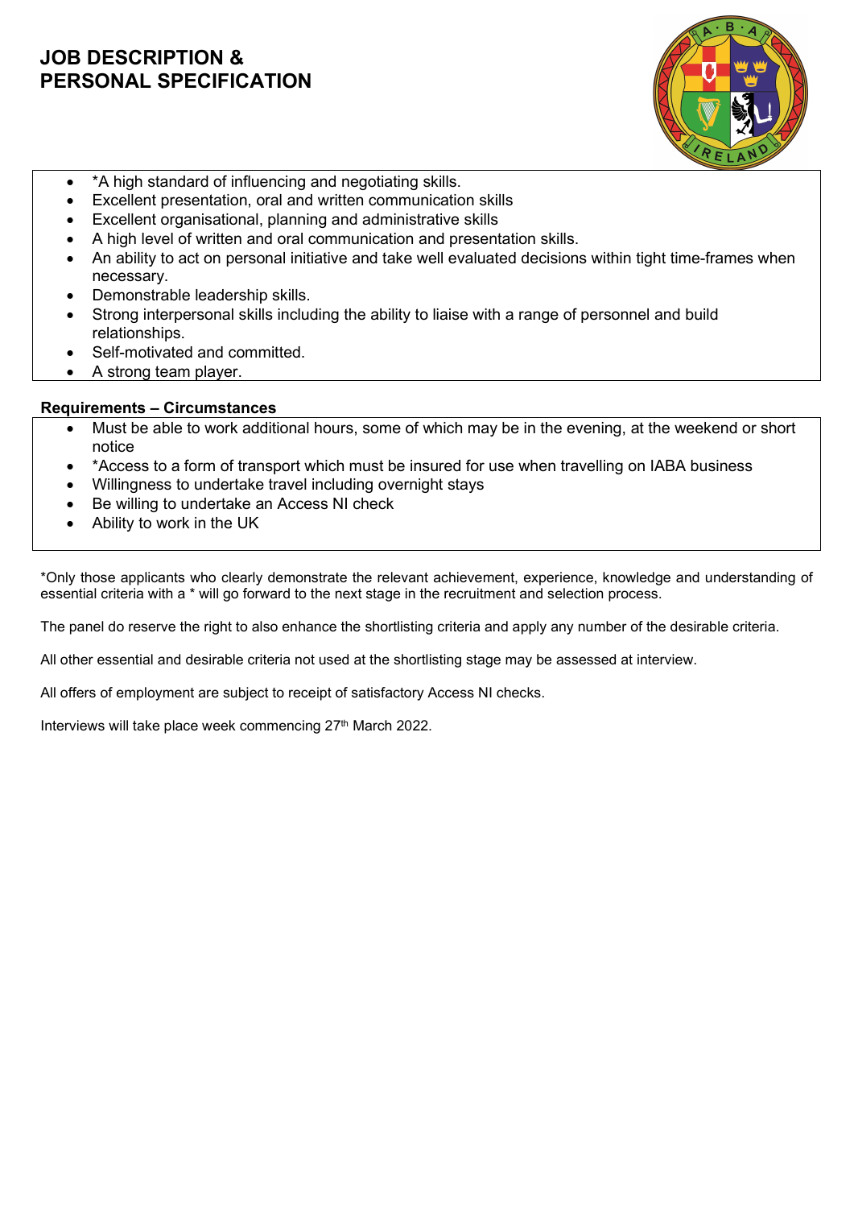# JOB DESCRIPTION & PERSONAL SPECIFICATION

- *A high standard of influencing and negotiating skills.
- Excellent presentation, oral and written communication skills
- Excellent organisational, planning and administrative skills
- A high level of written and oral communication and presentation skills.
- An ability to act on personal initiative and take well evaluated decisions within tight time-frames when necessary.
- Demonstrable leadership skills.
- Strong interpersonal skills including the ability to liaise with a range of personnel and build relationships.
- Self-motivated and committed.
- A strong team player.

**Requirements – Circumstances**

- Must be able to work additional hours, some of which may be in the evening, at the weekend or short notice
- *Access to a form of transport which must be insured for use when travelling on IABA business
- Willingness to undertake travel including overnight stays
- Be willing to undertake an Access NI check
- Ability to work in the UK

*Only those applicants who clearly demonstrate the relevant achievement, experience, knowledge and understanding of essential criteria with a * will go forward to the next stage in the recruitment and selection process.

The panel do reserve the right to also enhance the shortlisting criteria and apply any number of the desirable criteria.

All other essential and desirable criteria not used at the shortlisting stage may be assessed at interview.

All offers of employment are subject to receipt of satisfactory Access NI checks.

Interviews will take place week commencing 27th March 2022.